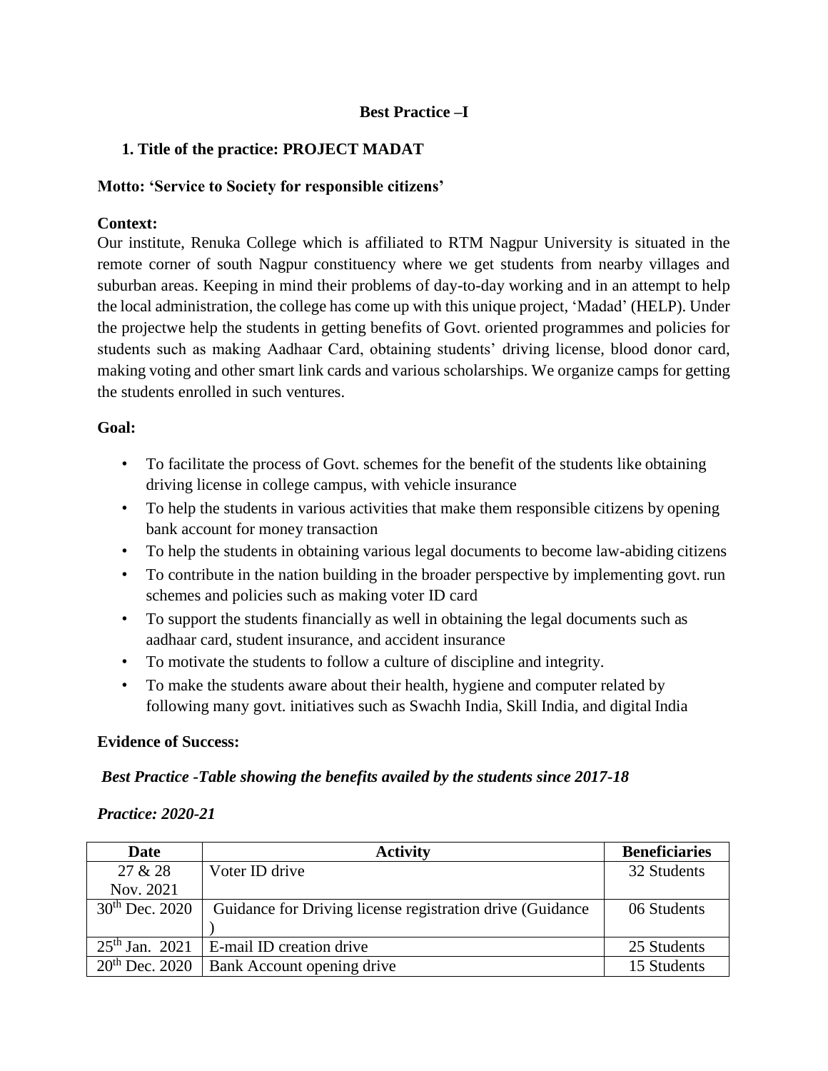**Best Practice –I**

**1. Title of the practice: PROJECT MADAT**

**Motto: 'Service to Society for responsible citizens'**

**Context:**

Our institute, Renuka College which is affiliated to RTM Nagpur University is situated in the remote corner of south Nagpur constituency where we get students from nearby villages and suburban areas. Keeping in mind their problems of day-to-day working and in an attempt to help the local administration, the college has come up with this unique project, 'Madad' (HELP). Under the projectwe help the students in getting benefits of Govt. oriented programmes and policies for students such as making Aadhaar Card, obtaining students' driving license, blood donor card, making voting and other smart link cards and various scholarships. We organize camps for getting the students enrolled in such ventures.

**Goal:**

- To facilitate the process of Govt. schemes for the benefit of the students like obtaining driving license in college campus, with vehicle insurance
- To help the students in various activities that make them responsible citizens by opening bank account for money transaction
- To help the students in obtaining various legal documents to become law-abiding citizens
- To contribute in the nation building in the broader perspective by implementing govt. run schemes and policies such as making voter ID card
- To support the students financially as well in obtaining the legal documents such as aadhaar card, student insurance, and accident insurance
- To motivate the students to follow a culture of discipline and integrity.
- To make the students aware about their health, hygiene and computer related by following many govt. initiatives such as Swachh India, Skill India, and digital India

**Evidence of Success:**

***Best Practice -Table showing the benefits availed by the students since 2017-18***

***Practice: 2020-21***

| Date | Activity | Beneficiaries |
|---|---|---|
| 27 & 28 Nov. 2021 | Voter ID drive | 32 Students |
| 30th Dec. 2020 | Guidance for Driving license registration drive (Guidance ) | 06 Students |
| 25th Jan. 2021 | E-mail ID creation drive | 25 Students |
| 20th Dec. 2020 | Bank Account opening drive | 15 Students |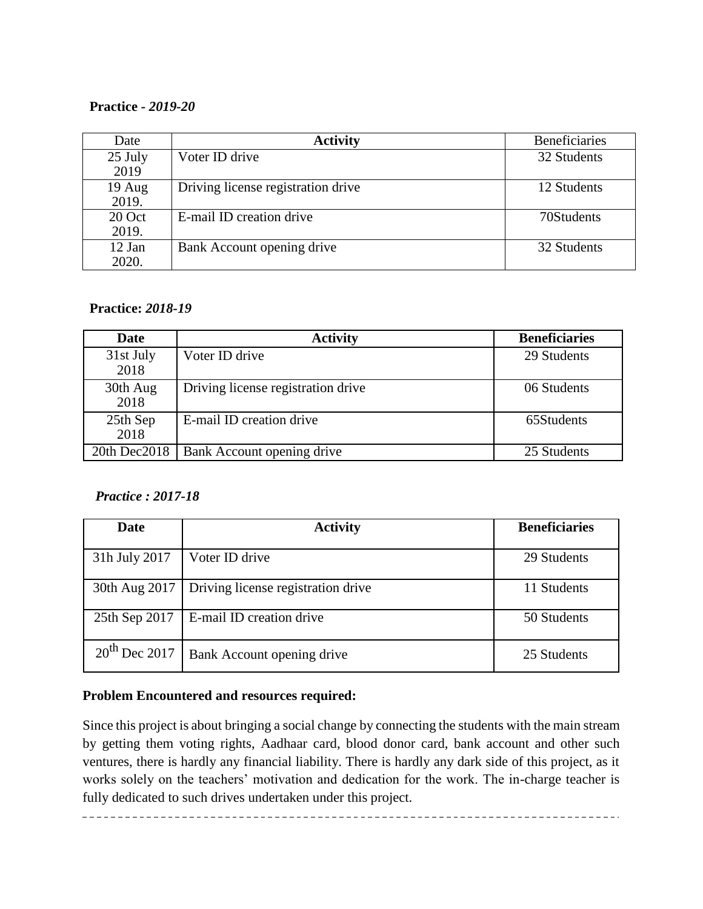**Practice -** ***2019-20***

| Date | **Activity** | Beneficiaries |
|---|---|---|
| 25 July 2019 | Voter ID drive | 32 Students |
| 19 Aug 2019. | Driving license registration drive | 12 Students |
| 20 Oct 2019. | E-mail ID creation drive | 70Students |
| 12 Jan 2020. | Bank Account opening drive | 32 Students |

**Practice:** ***2018-19***

| **Date** | **Activity** | **Beneficiaries** |
|---|---|---|
| 31st July 2018 | Voter ID drive | 29 Students |
| 30th Aug 2018 | Driving license registration drive | 06 Students |
| 25th Sep 2018 | E-mail ID creation drive | 65Students |
| 20th Dec2018 | Bank Account opening drive | 25 Students |

***Practice : 2017-18***

| **Date** | **Activity** | **Beneficiaries** |
|---|---|---|
| 31h July 2017 | Voter ID drive | 29 Students |
| 30th Aug 2017 | Driving license registration drive | 11 Students |
| 25th Sep 2017 | E-mail ID creation drive | 50 Students |
| 20th Dec 2017 | Bank Account opening drive | 25 Students |

**Problem Encountered and resources required:**

Since this project is about bringing a social change by connecting the students with the main stream by getting them voting rights, Aadhaar card, blood donor card, bank account and other such ventures, there is hardly any financial liability. There is hardly any dark side of this project, as it works solely on the teachers' motivation and dedication for the work. The in-charge teacher is fully dedicated to such drives undertaken under this project.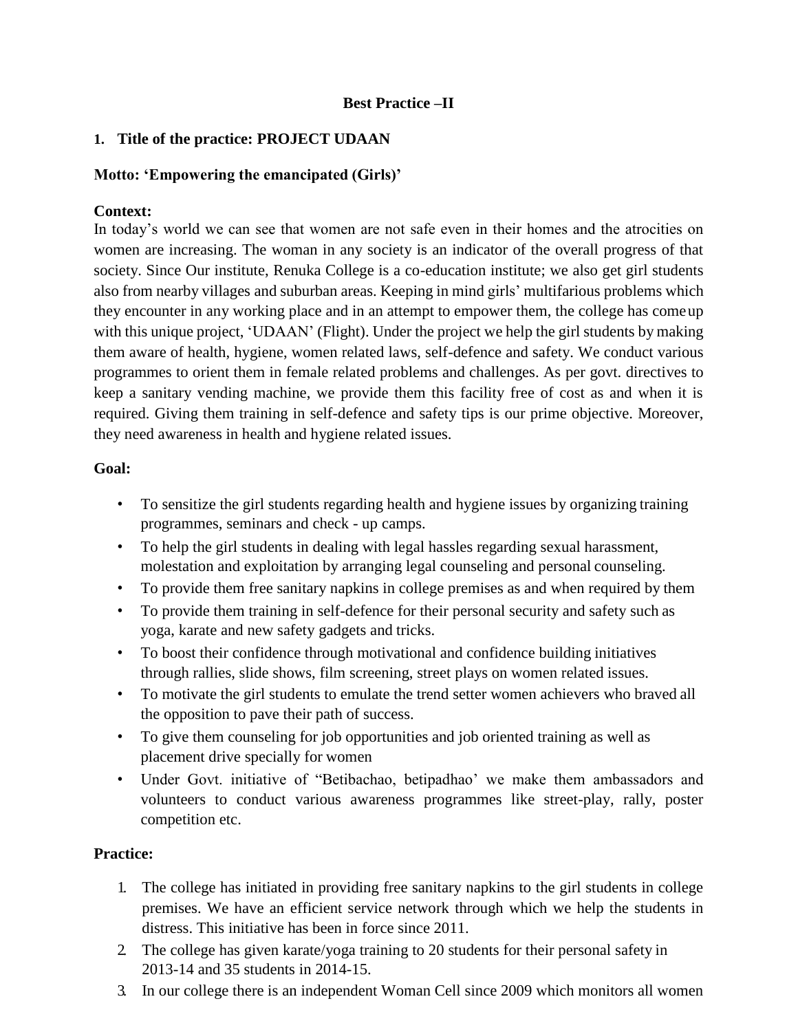**Best Practice –II**

1. **Title of the practice: PROJECT UDAAN**

**Motto: 'Empowering the emancipated (Girls)'**

**Context:**

In today's world we can see that women are not safe even in their homes and the atrocities on women are increasing. The woman in any society is an indicator of the overall progress of that society. Since Our institute, Renuka College is a co-education institute; we also get girl students also from nearby villages and suburban areas. Keeping in mind girls' multifarious problems which they encounter in any working place and in an attempt to empower them, the college has come up with this unique project, 'UDAAN' (Flight). Under the project we help the girl students by making them aware of health, hygiene, women related laws, self-defence and safety. We conduct various programmes to orient them in female related problems and challenges. As per govt. directives to keep a sanitary vending machine, we provide them this facility free of cost as and when it is required. Giving them training in self-defence and safety tips is our prime objective. Moreover, they need awareness in health and hygiene related issues.

**Goal:**

- To sensitize the girl students regarding health and hygiene issues by organizing training programmes, seminars and check - up camps.
- To help the girl students in dealing with legal hassles regarding sexual harassment, molestation and exploitation by arranging legal counseling and personal counseling.
- To provide them free sanitary napkins in college premises as and when required by them
- To provide them training in self-defence for their personal security and safety such as yoga, karate and new safety gadgets and tricks.
- To boost their confidence through motivational and confidence building initiatives through rallies, slide shows, film screening, street plays on women related issues.
- To motivate the girl students to emulate the trend setter women achievers who braved all the opposition to pave their path of success.
- To give them counseling for job opportunities and job oriented training as well as placement drive specially for women
- Under Govt. initiative of "Betibachao, betipadhao' we make them ambassadors and volunteers to conduct various awareness programmes like street-play, rally, poster competition etc.

**Practice:**

1. The college has initiated in providing free sanitary napkins to the girl students in college premises. We have an efficient service network through which we help the students in distress. This initiative has been in force since 2011.
2. The college has given karate/yoga training to 20 students for their personal safety in 2013-14 and 35 students in 2014-15.
3. In our college there is an independent Woman Cell since 2009 which monitors all women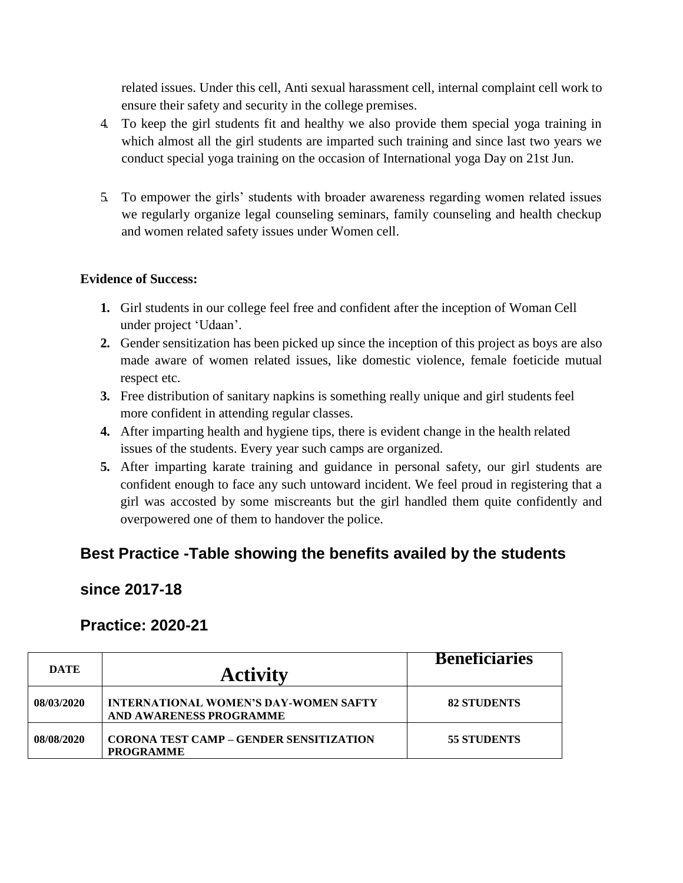related issues. Under this cell, Anti sexual harassment cell, internal complaint cell work to ensure their safety and security in the college premises.

4. To keep the girl students fit and healthy we also provide them special yoga training in which almost all the girl students are imparted such training and since last two years we conduct special yoga training on the occasion of International yoga Day on 21st Jun.

5. To empower the girls' students with broader awareness regarding women related issues we regularly organize legal counseling seminars, family counseling and health checkup and women related safety issues under Women cell.

**Evidence of Success:**

1. Girl students in our college feel free and confident after the inception of Woman Cell under project 'Udaan'.
2. Gender sensitization has been picked up since the inception of this project as boys are also made aware of women related issues, like domestic violence, female foeticide mutual respect etc.
3. Free distribution of sanitary napkins is something really unique and girl students feel more confident in attending regular classes.
4. After imparting health and hygiene tips, there is evident change in the health related issues of the students. Every year such camps are organized.
5. After imparting karate training and guidance in personal safety, our girl students are confident enough to face any such untoward incident. We feel proud in registering that a girl was accosted by some miscreants but the girl handled them quite confidently and overpowered one of them to handover the police.

## Best Practice -Table showing the benefits availed by the students

## since 2017-18

## Practice: 2020-21

| DATE | Activity | Beneficiaries |
|---|---|---|
| 08/03/2020 | INTERNATIONAL WOMEN'S DAY-WOMEN SAFTY AND AWARENESS PROGRAMME | 82 STUDENTS |
| 08/08/2020 | CORONA TEST CAMP – GENDER SENSITIZATION PROGRAMME | 55 STUDENTS |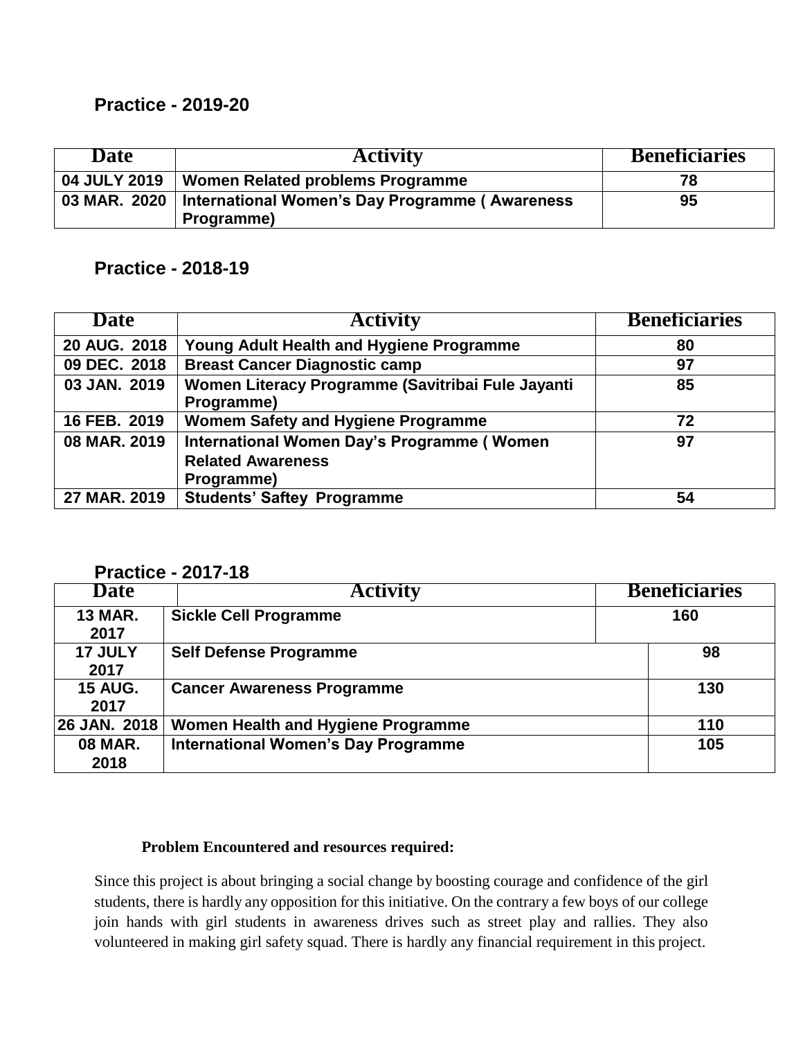### Practice - 2019-20

| Date | Activity | Beneficiaries |
|---|---|---|
| 04 JULY 2019 | Women Related problems Programme | 78 |
| 03 MAR. 2020 | International Women's Day Programme ( Awareness Programme) | 95 |

### Practice - 2018-19

| Date | Activity | Beneficiaries |
|---|---|---|
| 20 AUG. 2018 | Young Adult Health and Hygiene Programme | 80 |
| 09 DEC. 2018 | Breast Cancer Diagnostic camp | 97 |
| 03 JAN. 2019 | Women Literacy Programme (Savitribai Fule Jayanti Programme) | 85 |
| 16 FEB. 2019 | Womem Safety and Hygiene Programme | 72 |
| 08 MAR. 2019 | International Women Day's Programme ( Women Related Awareness Programme) | 97 |
| 27 MAR. 2019 | Students' Saftey Programme | 54 |

### Practice - 2017-18

| Date | Activity | Beneficiaries |
|---|---|---|
| 13 MAR. 2017 | Sickle Cell Programme | 160 |
| 17 JULY 2017 | Self Defense Programme | 98 |
| 15 AUG. 2017 | Cancer Awareness Programme | 130 |
| 26 JAN. 2018 | Women Health and Hygiene Programme | 110 |
| 08 MAR. 2018 | International Women's Day Programme | 105 |

**Problem Encountered and resources required:**

Since this project is about bringing a social change by boosting courage and confidence of the girl students, there is hardly any opposition for this initiative. On the contrary a few boys of our college join hands with girl students in awareness drives such as street play and rallies. They also volunteered in making girl safety squad. There is hardly any financial requirement in this project.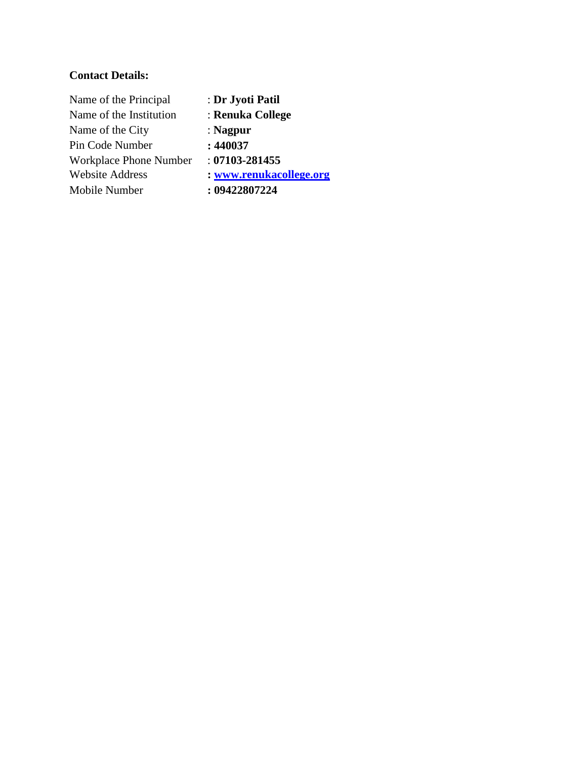**Contact Details:**

| | |
|---|---|
| Name of the Principal | : **Dr Jyoti Patil** |
| Name of the Institution | : **Renuka College** |
| Name of the City | : **Nagpur** |
| Pin Code Number | **: 440037** |
| Workplace Phone Number | : **07103-281455** |
| Website Address | **: www.renukacollege.org** |
| Mobile Number | **: 09422807224** |